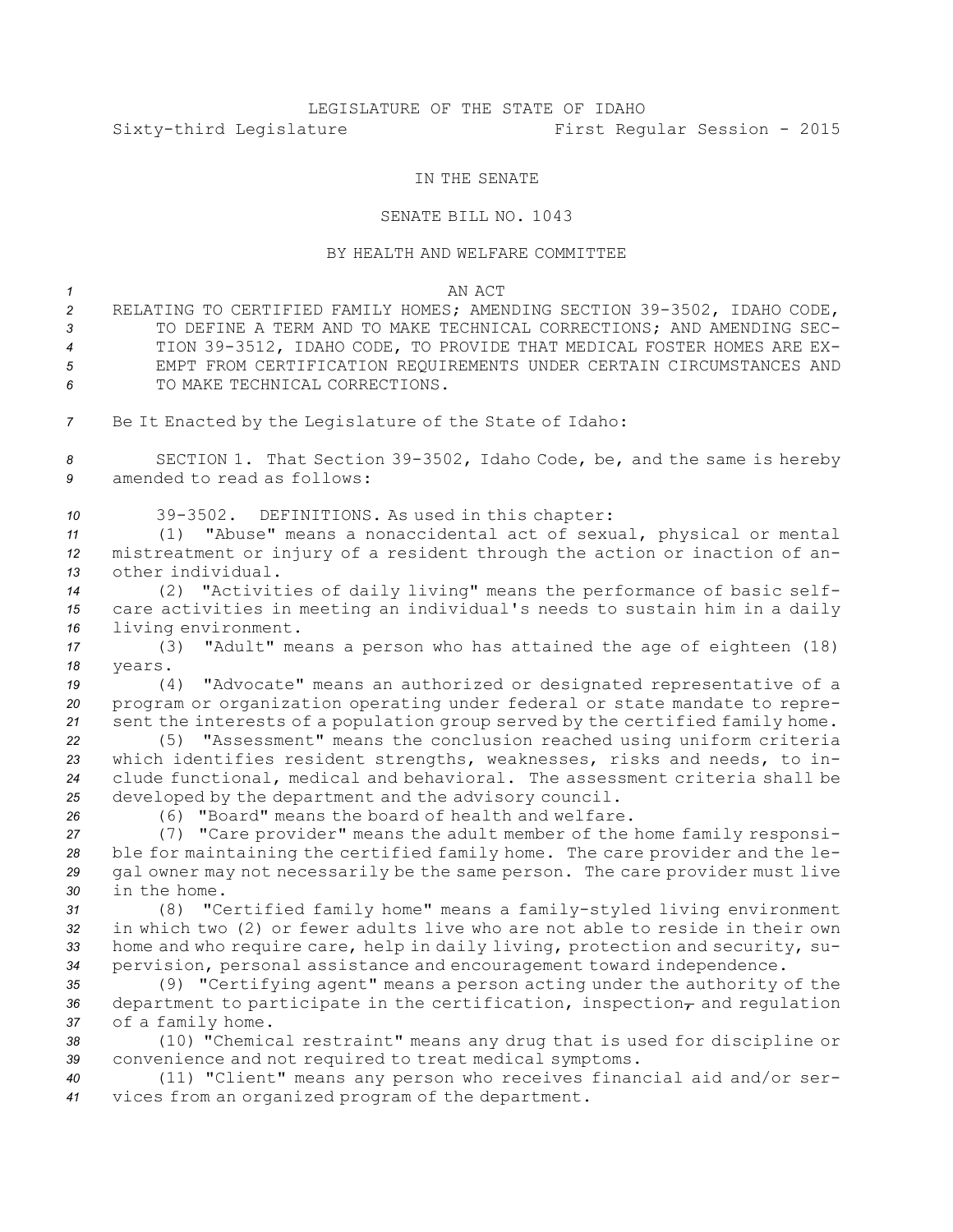LEGISLATURE OF THE STATE OF IDAHO

Sixty-third Legislature First Regular Session - 2015

IN THE SENATE

SENATE BILL NO. 1043

BY HEALTH AND WELFARE COMMITTEE

AN ACT

RELATING TO CERTIFIED FAMILY HOMES; AMENDING SECTION 39-3502, IDAHO CODE, TO DEFINE A TERM AND TO MAKE TECHNICAL CORRECTIONS; AND AMENDING SECTION 39-3512, IDAHO CODE, TO PROVIDE THAT MEDICAL FOSTER HOMES ARE EXEMPT FROM CERTIFICATION REQUIREMENTS UNDER CERTAIN CIRCUMSTANCES AND TO MAKE TECHNICAL CORRECTIONS.

Be It Enacted by the Legislature of the State of Idaho:

SECTION 1. That Section 39-3502, Idaho Code, be, and the same is hereby amended to read as follows:

39-3502. DEFINITIONS. As used in this chapter:

(1) "Abuse" means a nonaccidental act of sexual, physical or mental mistreatment or injury of a resident through the action or inaction of another individual.

(2) "Activities of daily living" means the performance of basic self-care activities in meeting an individual's needs to sustain him in a daily living environment.

(3) "Adult" means a person who has attained the age of eighteen (18) years.

(4) "Advocate" means an authorized or designated representative of a program or organization operating under federal or state mandate to represent the interests of a population group served by the certified family home.

(5) "Assessment" means the conclusion reached using uniform criteria which identifies resident strengths, weaknesses, risks and needs, to include functional, medical and behavioral. The assessment criteria shall be developed by the department and the advisory council.

(6) "Board" means the board of health and welfare.

(7) "Care provider" means the adult member of the home family responsible for maintaining the certified family home. The care provider and the legal owner may not necessarily be the same person. The care provider must live in the home.

(8) "Certified family home" means a family-styled living environment in which two (2) or fewer adults live who are not able to reside in their own home and who require care, help in daily living, protection and security, supervision, personal assistance and encouragement toward independence.

(9) "Certifying agent" means a person acting under the authority of the department to participate in the certification, inspection, and regulation of a family home.

(10) "Chemical restraint" means any drug that is used for discipline or convenience and not required to treat medical symptoms.

(11) "Client" means any person who receives financial aid and/or services from an organized program of the department.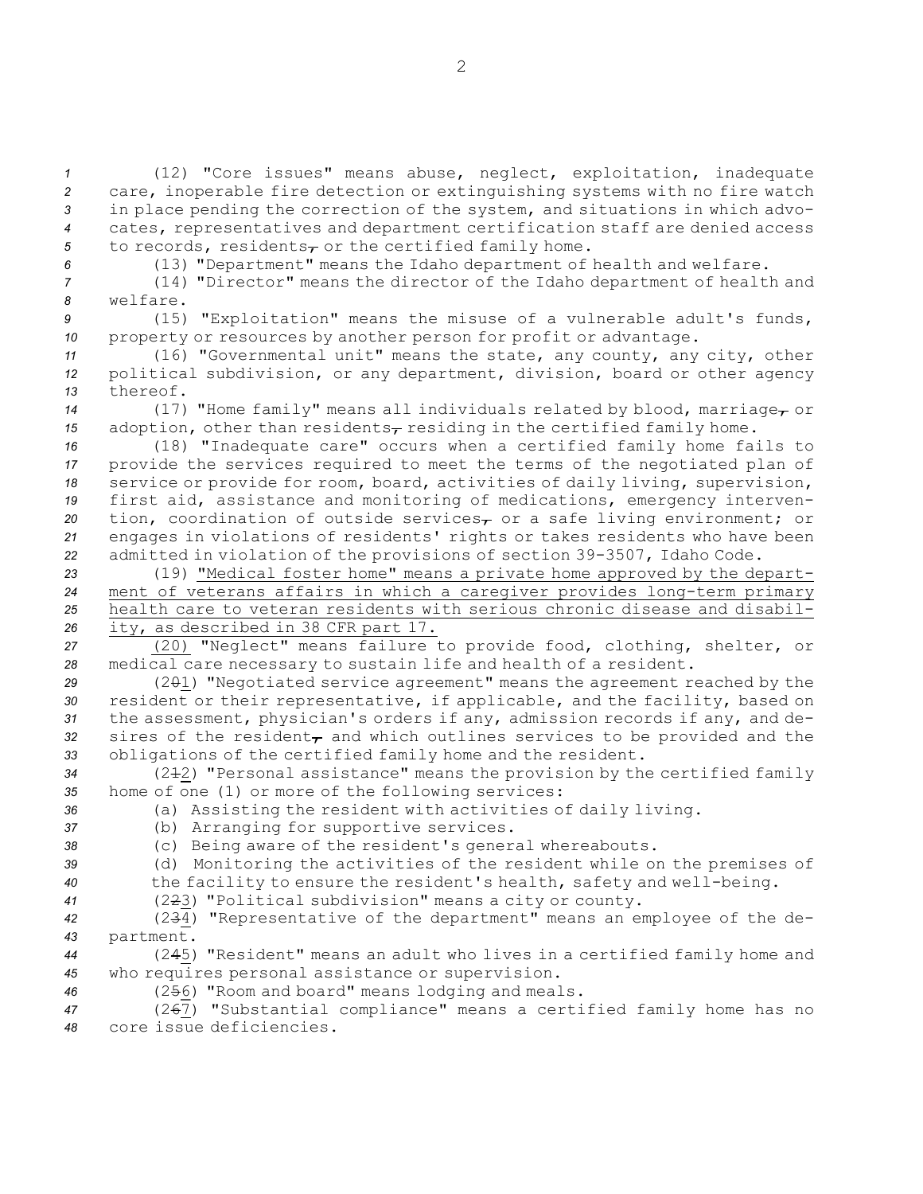(12) "Core issues" means abuse, neglect, exploitation, inadequate care, inoperable fire detection or extinguishing systems with no fire watch in place pending the correction of the system, and situations in which advocates, representatives and department certification staff are denied access to records, residents, or the certified family home.

(13) "Department" means the Idaho department of health and welfare.

(14) "Director" means the director of the Idaho department of health and welfare.

(15) "Exploitation" means the misuse of a vulnerable adult's funds, property or resources by another person for profit or advantage.

(16) "Governmental unit" means the state, any county, any city, other political subdivision, or any department, division, board or other agency thereof.

(17) "Home family" means all individuals related by blood, marriage, or adoption, other than residents, residing in the certified family home.

(18) "Inadequate care" occurs when a certified family home fails to provide the services required to meet the terms of the negotiated plan of service or provide for room, board, activities of daily living, supervision, first aid, assistance and monitoring of medications, emergency intervention, coordination of outside services, or a safe living environment; or engages in violations of residents' rights or takes residents who have been admitted in violation of the provisions of section 39-3507, Idaho Code.

(19) "Medical foster home" means a private home approved by the department of veterans affairs in which a caregiver provides long-term primary health care to veteran residents with serious chronic disease and disability, as described in 38 CFR part 17.

(20) "Neglect" means failure to provide food, clothing, shelter, or medical care necessary to sustain life and health of a resident.

(201) "Negotiated service agreement" means the agreement reached by the resident or their representative, if applicable, and the facility, based on the assessment, physician's orders if any, admission records if any, and desires of the resident, and which outlines services to be provided and the obligations of the certified family home and the resident.

(212) "Personal assistance" means the provision by the certified family home of one (1) or more of the following services:

(a) Assisting the resident with activities of daily living.

(b) Arranging for supportive services.

(c) Being aware of the resident's general whereabouts.

(d) Monitoring the activities of the resident while on the premises of the facility to ensure the resident's health, safety and well-being.

(223) "Political subdivision" means a city or county.

(234) "Representative of the department" means an employee of the department.

(245) "Resident" means an adult who lives in a certified family home and who requires personal assistance or supervision.

(256) "Room and board" means lodging and meals.

(267) "Substantial compliance" means a certified family home has no core issue deficiencies.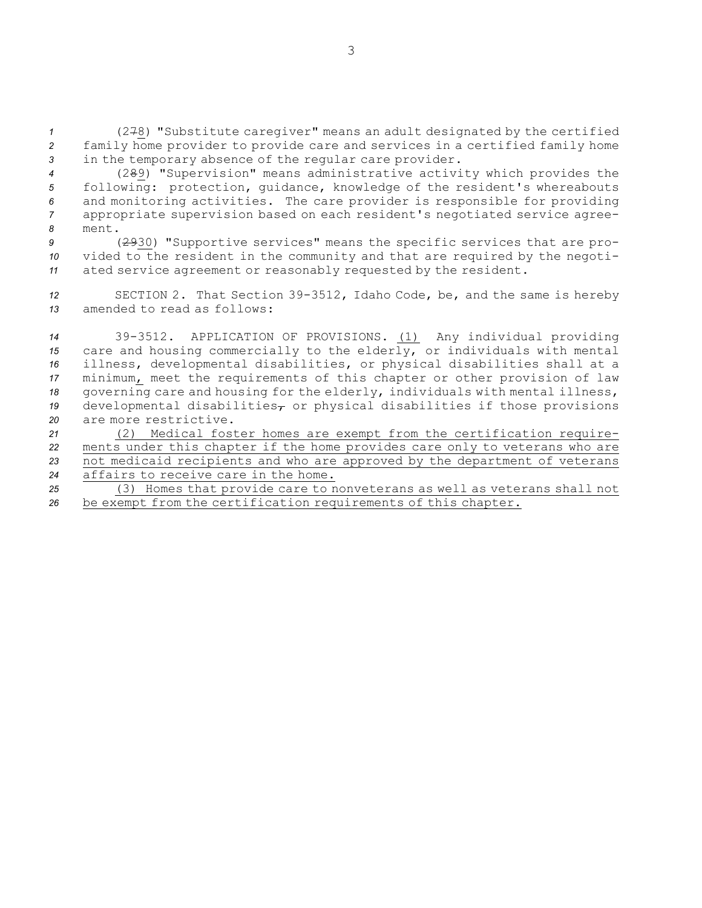(2~~7~~8) "Substitute caregiver" means an adult designated by the certified family home provider to provide care and services in a certified family home in the temporary absence of the regular care provider.

(2~~8~~9) "Supervision" means administrative activity which provides the following: protection, guidance, knowledge of the resident's whereabouts and monitoring activities. The care provider is responsible for providing appropriate supervision based on each resident's negotiated service agreement.

(~~29~~30) "Supportive services" means the specific services that are provided to the resident in the community and that are required by the negotiated service agreement or reasonably requested by the resident.

SECTION 2. That Section 39-3512, Idaho Code, be, and the same is hereby amended to read as follows:

39-3512. APPLICATION OF PROVISIONS. (1) Any individual providing care and housing commercially to the elderly, or individuals with mental illness, developmental disabilities, or physical disabilities shall at a minimum, meet the requirements of this chapter or other provision of law governing care and housing for the elderly, individuals with mental illness, developmental disabilities~~,~~ or physical disabilities if those provisions are more restrictive.

(2) Medical foster homes are exempt from the certification requirements under this chapter if the home provides care only to veterans who are not medicaid recipients and who are approved by the department of veterans affairs to receive care in the home.

(3) Homes that provide care to nonveterans as well as veterans shall not be exempt from the certification requirements of this chapter.